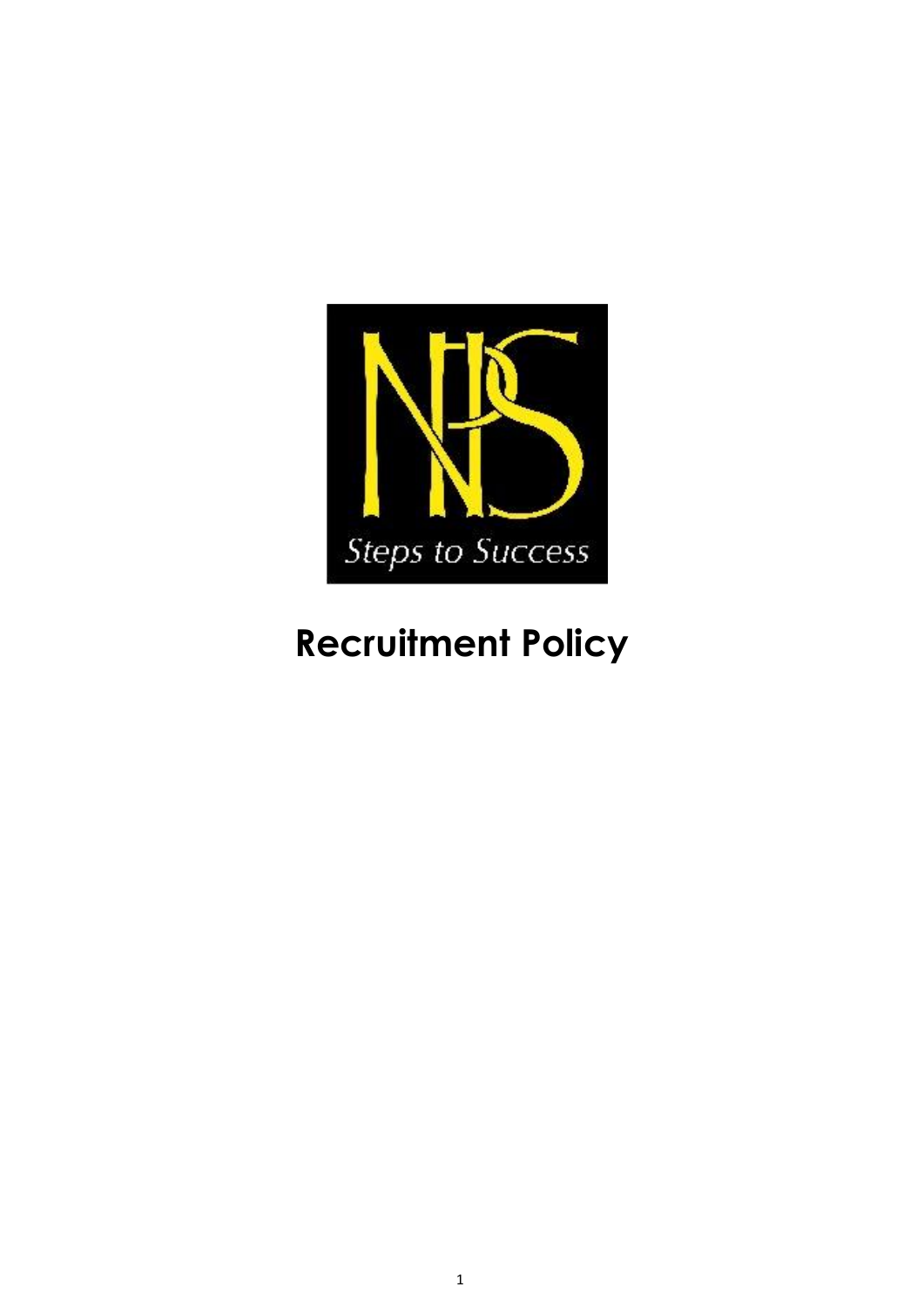NPS

Steps to Success

# Recruitment Policy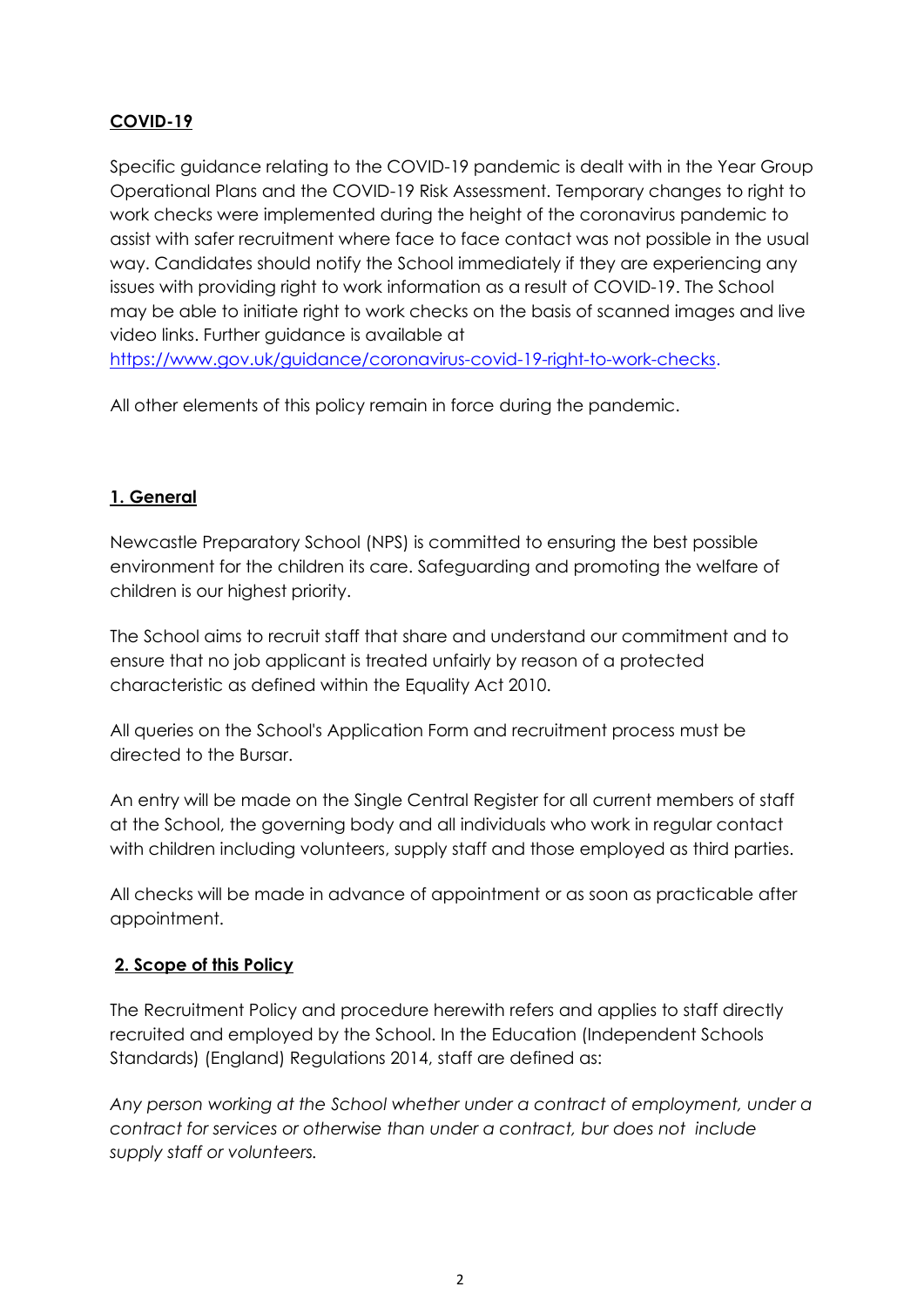**COVID-19**

Specific guidance relating to the COVID-19 pandemic is dealt with in the Year Group Operational Plans and the COVID-19 Risk Assessment. Temporary changes to right to work checks were implemented during the height of the coronavirus pandemic to assist with safer recruitment where face to face contact was not possible in the usual way. Candidates should notify the School immediately if they are experiencing any issues with providing right to work information as a result of COVID-19. The School may be able to initiate right to work checks on the basis of scanned images and live video links. Further guidance is available at https://www.gov.uk/guidance/coronavirus-covid-19-right-to-work-checks.

All other elements of this policy remain in force during the pandemic.

**1. General**

Newcastle Preparatory School (NPS) is committed to ensuring the best possible environment for the children its care. Safeguarding and promoting the welfare of children is our highest priority.

The School aims to recruit staff that share and understand our commitment and to ensure that no job applicant is treated unfairly by reason of a protected characteristic as defined within the Equality Act 2010.

All queries on the School's Application Form and recruitment process must be directed to the Bursar.

An entry will be made on the Single Central Register for all current members of staff at the School, the governing body and all individuals who work in regular contact with children including volunteers, supply staff and those employed as third parties.

All checks will be made in advance of appointment or as soon as practicable after appointment.

**2. Scope of this Policy**

The Recruitment Policy and procedure herewith refers and applies to staff directly recruited and employed by the School. In the Education (Independent Schools Standards) (England) Regulations 2014, staff are defined as:

*Any person working at the School whether under a contract of employment, under a contract for services or otherwise than under a contract, bur does not include supply staff or volunteers.*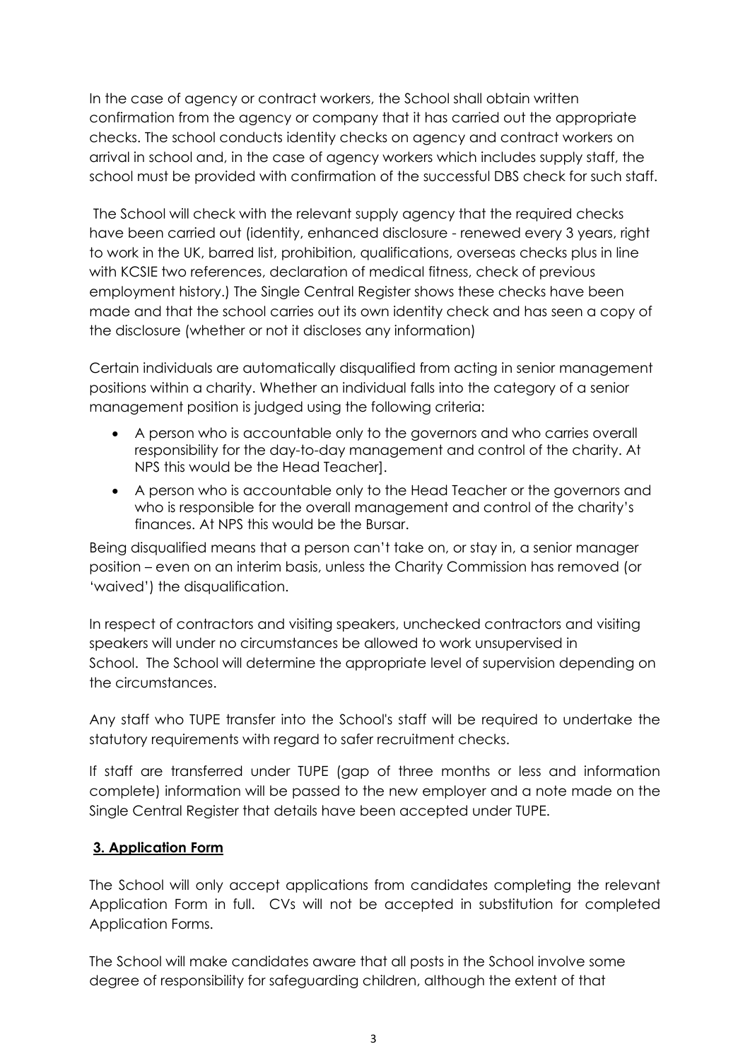In the case of agency or contract workers, the School shall obtain written confirmation from the agency or company that it has carried out the appropriate checks. The school conducts identity checks on agency and contract workers on arrival in school and, in the case of agency workers which includes supply staff, the school must be provided with confirmation of the successful DBS check for such staff.

The School will check with the relevant supply agency that the required checks have been carried out (identity, enhanced disclosure - renewed every 3 years, right to work in the UK, barred list, prohibition, qualifications, overseas checks plus in line with KCSIE two references, declaration of medical fitness, check of previous employment history.) The Single Central Register shows these checks have been made and that the school carries out its own identity check and has seen a copy of the disclosure (whether or not it discloses any information)

Certain individuals are automatically disqualified from acting in senior management positions within a charity. Whether an individual falls into the category of a senior management position is judged using the following criteria:

- A person who is accountable only to the governors and who carries overall responsibility for the day-to-day management and control of the charity. At NPS this would be the Head Teacher].
- A person who is accountable only to the Head Teacher or the governors and who is responsible for the overall management and control of the charity's finances. At NPS this would be the Bursar.

Being disqualified means that a person can't take on, or stay in, a senior manager position – even on an interim basis, unless the Charity Commission has removed (or 'waived') the disqualification.

In respect of contractors and visiting speakers, unchecked contractors and visiting speakers will under no circumstances be allowed to work unsupervised in School. The School will determine the appropriate level of supervision depending on the circumstances.

Any staff who TUPE transfer into the School's staff will be required to undertake the statutory requirements with regard to safer recruitment checks.

If staff are transferred under TUPE (gap of three months or less and information complete) information will be passed to the new employer and a note made on the Single Central Register that details have been accepted under TUPE.

## 3. Application Form

The School will only accept applications from candidates completing the relevant Application Form in full. CVs will not be accepted in substitution for completed Application Forms.

The School will make candidates aware that all posts in the School involve some degree of responsibility for safeguarding children, although the extent of that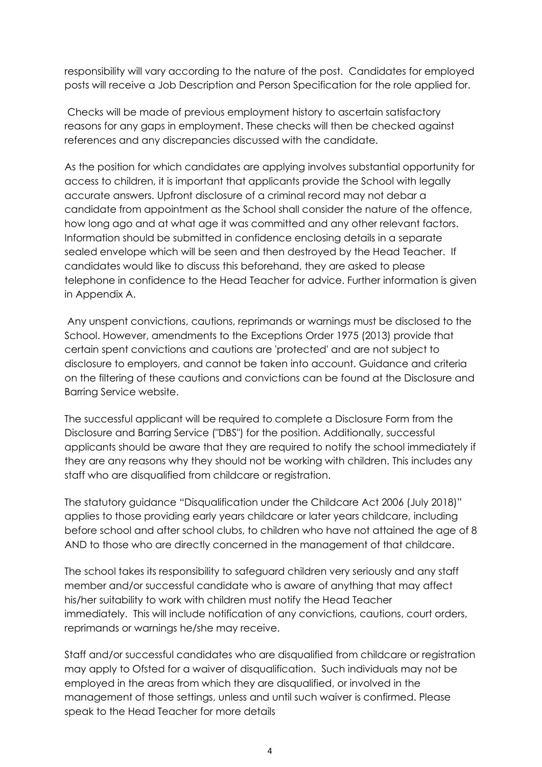responsibility will vary according to the nature of the post. Candidates for employed posts will receive a Job Description and Person Specification for the role applied for.

Checks will be made of previous employment history to ascertain satisfactory reasons for any gaps in employment. These checks will then be checked against references and any discrepancies discussed with the candidate.

As the position for which candidates are applying involves substantial opportunity for access to children, it is important that applicants provide the School with legally accurate answers. Upfront disclosure of a criminal record may not debar a candidate from appointment as the School shall consider the nature of the offence, how long ago and at what age it was committed and any other relevant factors. Information should be submitted in confidence enclosing details in a separate sealed envelope which will be seen and then destroyed by the Head Teacher. If candidates would like to discuss this beforehand, they are asked to please telephone in confidence to the Head Teacher for advice. Further information is given in Appendix A.

Any unspent convictions, cautions, reprimands or warnings must be disclosed to the School. However, amendments to the Exceptions Order 1975 (2013) provide that certain spent convictions and cautions are 'protected' and are not subject to disclosure to employers, and cannot be taken into account. Guidance and criteria on the filtering of these cautions and convictions can be found at the Disclosure and Barring Service website.

The successful applicant will be required to complete a Disclosure Form from the Disclosure and Barring Service ("DBS") for the position. Additionally, successful applicants should be aware that they are required to notify the school immediately if they are any reasons why they should not be working with children. This includes any staff who are disqualified from childcare or registration.

The statutory guidance "Disqualification under the Childcare Act 2006 (July 2018)" applies to those providing early years childcare or later years childcare, including before school and after school clubs, to children who have not attained the age of 8 AND to those who are directly concerned in the management of that childcare.

The school takes its responsibility to safeguard children very seriously and any staff member and/or successful candidate who is aware of anything that may affect his/her suitability to work with children must notify the Head Teacher immediately. This will include notification of any convictions, cautions, court orders, reprimands or warnings he/she may receive.

Staff and/or successful candidates who are disqualified from childcare or registration may apply to Ofsted for a waiver of disqualification. Such individuals may not be employed in the areas from which they are disqualified, or involved in the management of those settings, unless and until such waiver is confirmed. Please speak to the Head Teacher for more details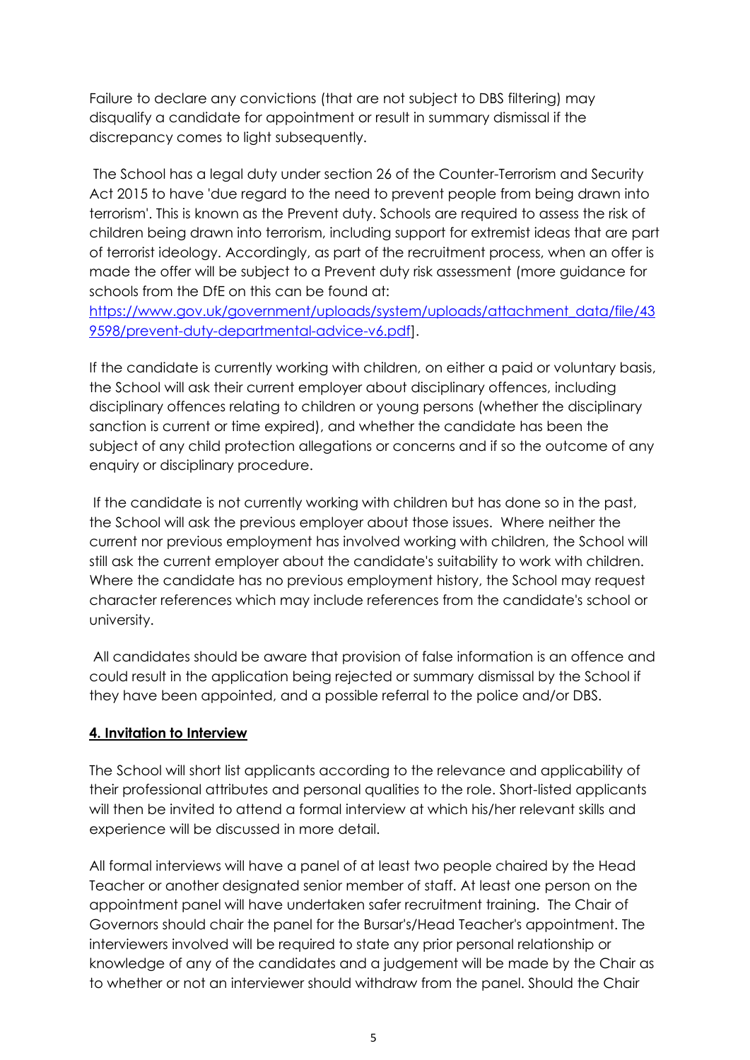Failure to declare any convictions (that are not subject to DBS filtering) may disqualify a candidate for appointment or result in summary dismissal if the discrepancy comes to light subsequently.

The School has a legal duty under section 26 of the Counter-Terrorism and Security Act 2015 to have 'due regard to the need to prevent people from being drawn into terrorism'. This is known as the Prevent duty. Schools are required to assess the risk of children being drawn into terrorism, including support for extremist ideas that are part of terrorist ideology. Accordingly, as part of the recruitment process, when an offer is made the offer will be subject to a Prevent duty risk assessment (more guidance for schools from the DfE on this can be found at: [https://www.gov.uk/government/uploads/system/uploads/attachment_data/file/439598/prevent-duty-departmental-advice-v6.pdf](https://www.gov.uk/government/uploads/system/uploads/attachment_data/file/439598/prevent-duty-departmental-advice-v6.pdf)].

If the candidate is currently working with children, on either a paid or voluntary basis, the School will ask their current employer about disciplinary offences, including disciplinary offences relating to children or young persons (whether the disciplinary sanction is current or time expired), and whether the candidate has been the subject of any child protection allegations or concerns and if so the outcome of any enquiry or disciplinary procedure.

If the candidate is not currently working with children but has done so in the past, the School will ask the previous employer about those issues. Where neither the current nor previous employment has involved working with children, the School will still ask the current employer about the candidate's suitability to work with children. Where the candidate has no previous employment history, the School may request character references which may include references from the candidate's school or university.

All candidates should be aware that provision of false information is an offence and could result in the application being rejected or summary dismissal by the School if they have been appointed, and a possible referral to the police and/or DBS.

## 4. Invitation to Interview

The School will short list applicants according to the relevance and applicability of their professional attributes and personal qualities to the role. Short-listed applicants will then be invited to attend a formal interview at which his/her relevant skills and experience will be discussed in more detail.

All formal interviews will have a panel of at least two people chaired by the Head Teacher or another designated senior member of staff. At least one person on the appointment panel will have undertaken safer recruitment training. The Chair of Governors should chair the panel for the Bursar's/Head Teacher's appointment. The interviewers involved will be required to state any prior personal relationship or knowledge of any of the candidates and a judgement will be made by the Chair as to whether or not an interviewer should withdraw from the panel. Should the Chair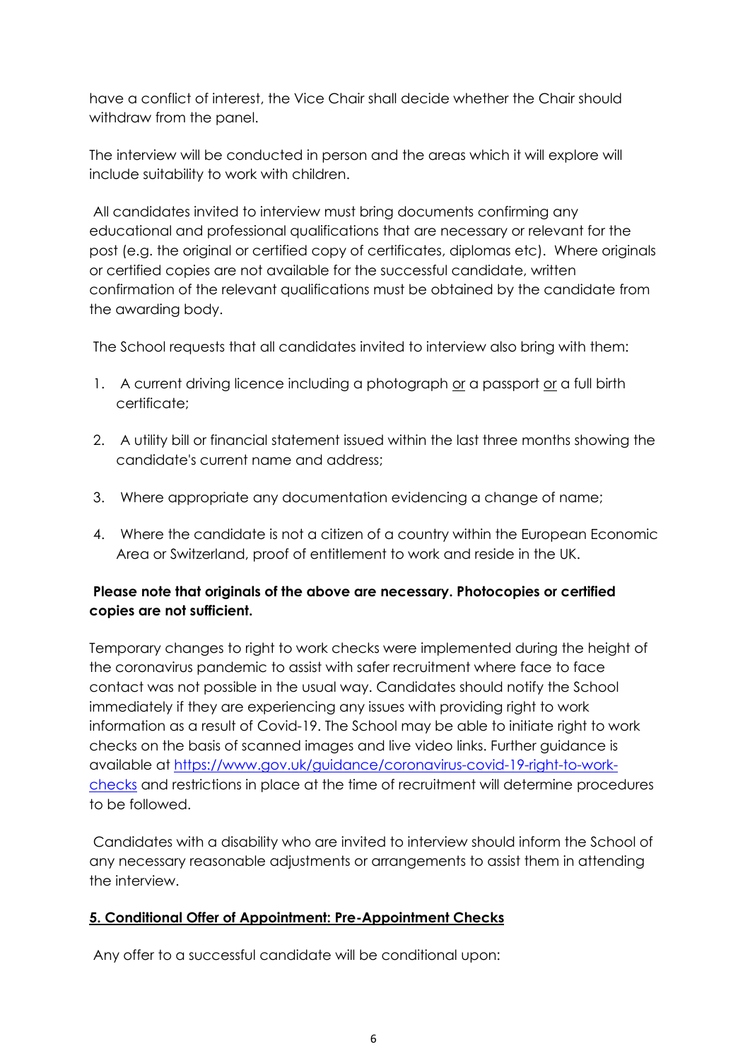have a conflict of interest, the Vice Chair shall decide whether the Chair should withdraw from the panel.

The interview will be conducted in person and the areas which it will explore will include suitability to work with children.

All candidates invited to interview must bring documents confirming any educational and professional qualifications that are necessary or relevant for the post (e.g. the original or certified copy of certificates, diplomas etc). Where originals or certified copies are not available for the successful candidate, written confirmation of the relevant qualifications must be obtained by the candidate from the awarding body.

The School requests that all candidates invited to interview also bring with them:

1. A current driving licence including a photograph <u>or</u> a passport <u>or</u> a full birth certificate;
2. A utility bill or financial statement issued within the last three months showing the candidate's current name and address;
3. Where appropriate any documentation evidencing a change of name;
4. Where the candidate is not a citizen of a country within the European Economic Area or Switzerland, proof of entitlement to work and reside in the UK.

**Please note that originals of the above are necessary. Photocopies or certified copies are not sufficient.**

Temporary changes to right to work checks were implemented during the height of the coronavirus pandemic to assist with safer recruitment where face to face contact was not possible in the usual way. Candidates should notify the School immediately if they are experiencing any issues with providing right to work information as a result of Covid-19. The School may be able to initiate right to work checks on the basis of scanned images and live video links. Further guidance is available at [https://www.gov.uk/guidance/coronavirus-covid-19-right-to-work-checks](https://www.gov.uk/guidance/coronavirus-covid-19-right-to-work-checks) and restrictions in place at the time of recruitment will determine procedures to be followed.

Candidates with a disability who are invited to interview should inform the School of any necessary reasonable adjustments or arrangements to assist them in attending the interview.

## **<u>5. Conditional Offer of Appointment: Pre-Appointment Checks</u>**

Any offer to a successful candidate will be conditional upon: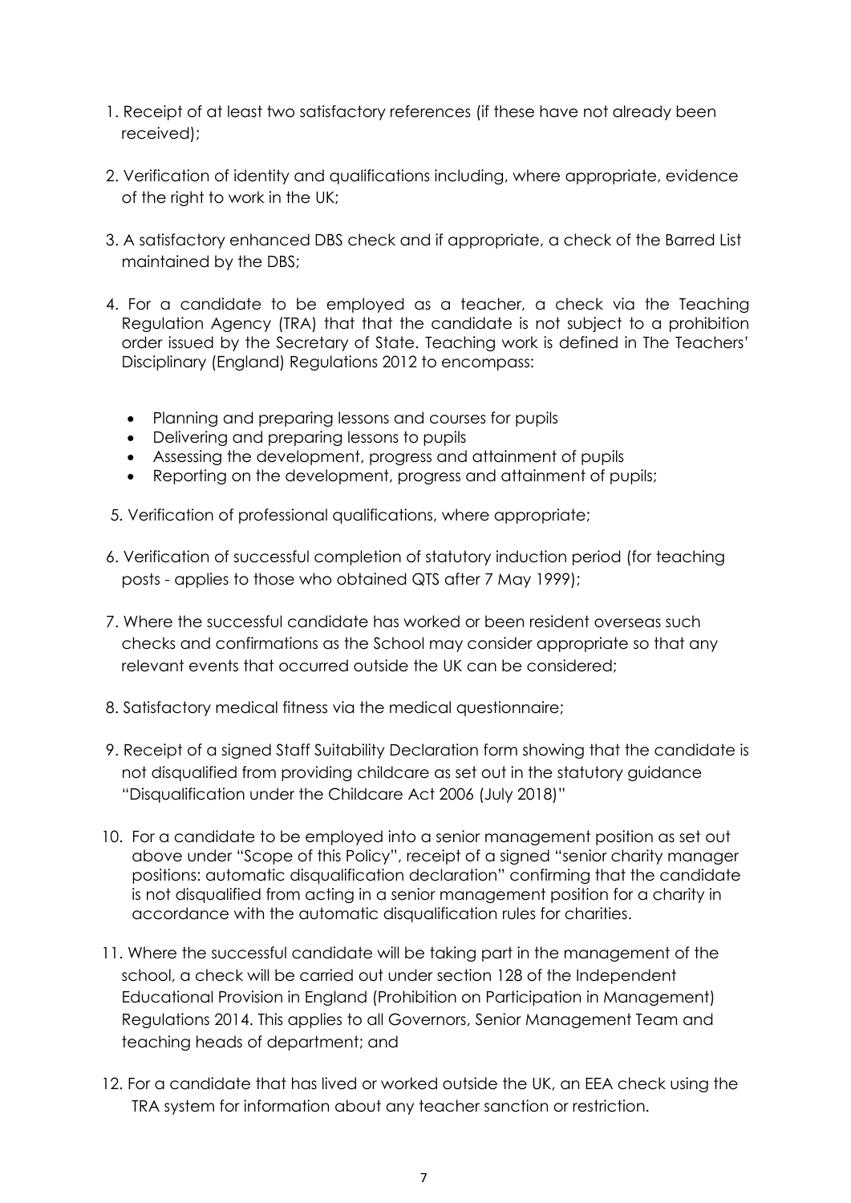1. Receipt of at least two satisfactory references (if these have not already been received);

2. Verification of identity and qualifications including, where appropriate, evidence of the right to work in the UK;

3. A satisfactory enhanced DBS check and if appropriate, a check of the Barred List maintained by the DBS;

4. For a candidate to be employed as a teacher, a check via the Teaching Regulation Agency (TRA) that that the candidate is not subject to a prohibition order issued by the Secretary of State. Teaching work is defined in The Teachers' Disciplinary (England) Regulations 2012 to encompass:

   - Planning and preparing lessons and courses for pupils
   - Delivering and preparing lessons to pupils
   - Assessing the development, progress and attainment of pupils
   - Reporting on the development, progress and attainment of pupils;

5. Verification of professional qualifications, where appropriate;

6. Verification of successful completion of statutory induction period (for teaching posts - applies to those who obtained QTS after 7 May 1999);

7. Where the successful candidate has worked or been resident overseas such checks and confirmations as the School may consider appropriate so that any relevant events that occurred outside the UK can be considered;

8. Satisfactory medical fitness via the medical questionnaire;

9. Receipt of a signed Staff Suitability Declaration form showing that the candidate is not disqualified from providing childcare as set out in the statutory guidance "Disqualification under the Childcare Act 2006 (July 2018)"

10. For a candidate to be employed into a senior management position as set out above under "Scope of this Policy", receipt of a signed "senior charity manager positions: automatic disqualification declaration" confirming that the candidate is not disqualified from acting in a senior management position for a charity in accordance with the automatic disqualification rules for charities.

11. Where the successful candidate will be taking part in the management of the school, a check will be carried out under section 128 of the Independent Educational Provision in England (Prohibition on Participation in Management) Regulations 2014. This applies to all Governors, Senior Management Team and teaching heads of department; and

12. For a candidate that has lived or worked outside the UK, an EEA check using the TRA system for information about any teacher sanction or restriction.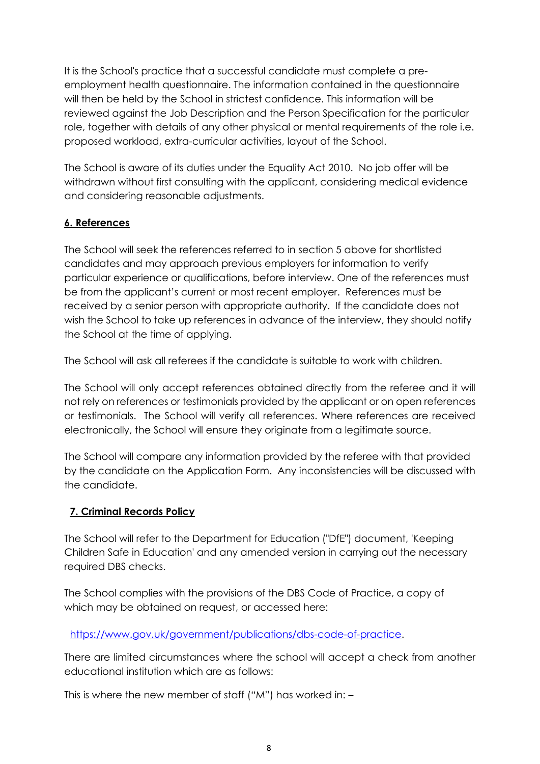It is the School's practice that a successful candidate must complete a pre-employment health questionnaire. The information contained in the questionnaire will then be held by the School in strictest confidence. This information will be reviewed against the Job Description and the Person Specification for the particular role, together with details of any other physical or mental requirements of the role i.e. proposed workload, extra-curricular activities, layout of the School.

The School is aware of its duties under the Equality Act 2010. No job offer will be withdrawn without first consulting with the applicant, considering medical evidence and considering reasonable adjustments.

## 6. References

The School will seek the references referred to in section 5 above for shortlisted candidates and may approach previous employers for information to verify particular experience or qualifications, before interview. One of the references must be from the applicant's current or most recent employer. References must be received by a senior person with appropriate authority. If the candidate does not wish the School to take up references in advance of the interview, they should notify the School at the time of applying.

The School will ask all referees if the candidate is suitable to work with children.

The School will only accept references obtained directly from the referee and it will not rely on references or testimonials provided by the applicant or on open references or testimonials. The School will verify all references. Where references are received electronically, the School will ensure they originate from a legitimate source.

The School will compare any information provided by the referee with that provided by the candidate on the Application Form. Any inconsistencies will be discussed with the candidate.

## 7. Criminal Records Policy

The School will refer to the Department for Education ("DfE") document, 'Keeping Children Safe in Education' and any amended version in carrying out the necessary required DBS checks.

The School complies with the provisions of the DBS Code of Practice, a copy of which may be obtained on request, or accessed here:

https://www.gov.uk/government/publications/dbs-code-of-practice.

There are limited circumstances where the school will accept a check from another educational institution which are as follows:

This is where the new member of staff ("M") has worked in: –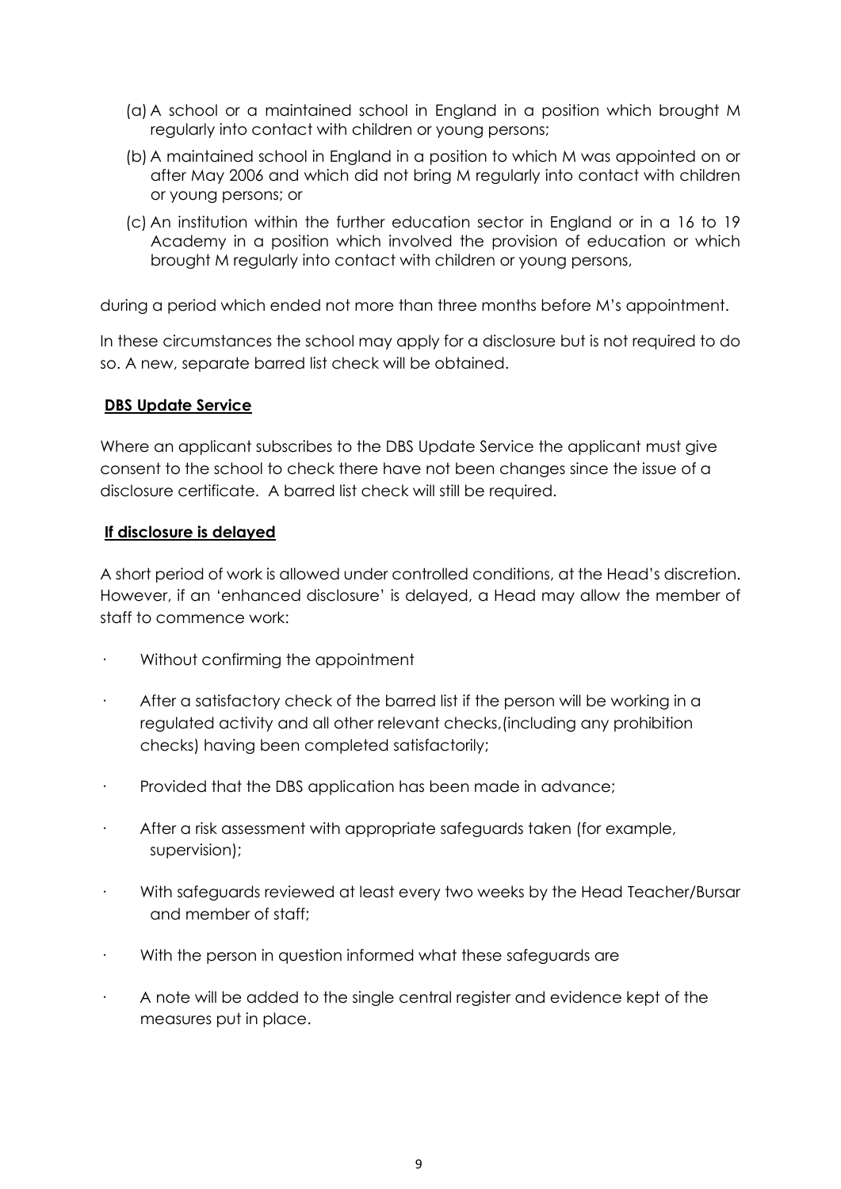(a) A school or a maintained school in England in a position which brought M regularly into contact with children or young persons;

(b) A maintained school in England in a position to which M was appointed on or after May 2006 and which did not bring M regularly into contact with children or young persons; or

(c) An institution within the further education sector in England or in a 16 to 19 Academy in a position which involved the provision of education or which brought M regularly into contact with children or young persons,

during a period which ended not more than three months before M's appointment.

In these circumstances the school may apply for a disclosure but is not required to do so. A new, separate barred list check will be obtained.

**DBS Update Service**

Where an applicant subscribes to the DBS Update Service the applicant must give consent to the school to check there have not been changes since the issue of a disclosure certificate. A barred list check will still be required.

**If disclosure is delayed**

A short period of work is allowed under controlled conditions, at the Head's discretion. However, if an 'enhanced disclosure' is delayed, a Head may allow the member of staff to commence work:

- Without confirming the appointment
- After a satisfactory check of the barred list if the person will be working in a regulated activity and all other relevant checks,(including any prohibition checks) having been completed satisfactorily;
- Provided that the DBS application has been made in advance;
- After a risk assessment with appropriate safeguards taken (for example, supervision);
- With safeguards reviewed at least every two weeks by the Head Teacher/Bursar and member of staff;
- With the person in question informed what these safeguards are
- A note will be added to the single central register and evidence kept of the measures put in place.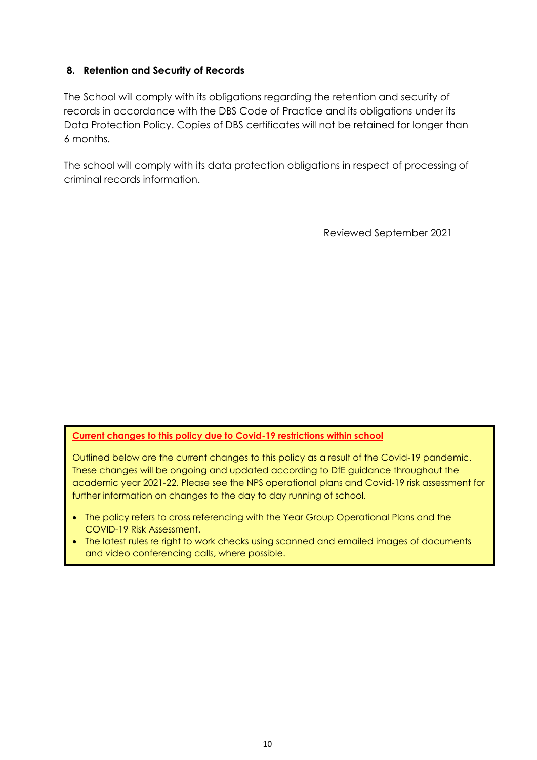## 8. Retention and Security of Records

The School will comply with its obligations regarding the retention and security of records in accordance with the DBS Code of Practice and its obligations under its Data Protection Policy. Copies of DBS certificates will not be retained for longer than 6 months.

The school will comply with its data protection obligations in respect of processing of criminal records information.

Reviewed September 2021

**Current changes to this policy due to Covid-19 restrictions within school**

Outlined below are the current changes to this policy as a result of the Covid-19 pandemic. These changes will be ongoing and updated according to DfE guidance throughout the academic year 2021-22. Please see the NPS operational plans and Covid-19 risk assessment for further information on changes to the day to day running of school.

- The policy refers to cross referencing with the Year Group Operational Plans and the COVID-19 Risk Assessment.
- The latest rules re right to work checks using scanned and emailed images of documents and video conferencing calls, where possible.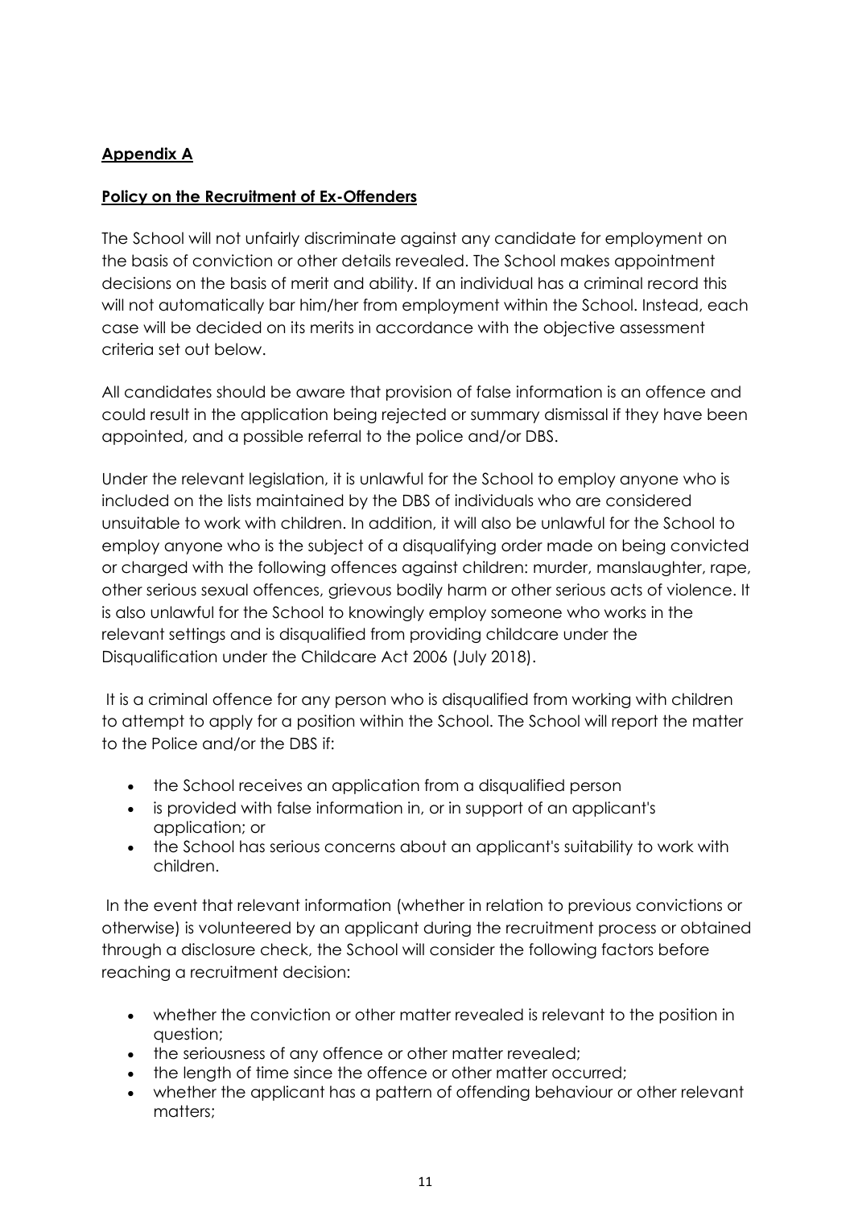**Appendix A**

**Policy on the Recruitment of Ex-Offenders**

The School will not unfairly discriminate against any candidate for employment on the basis of conviction or other details revealed. The School makes appointment decisions on the basis of merit and ability. If an individual has a criminal record this will not automatically bar him/her from employment within the School. Instead, each case will be decided on its merits in accordance with the objective assessment criteria set out below.

All candidates should be aware that provision of false information is an offence and could result in the application being rejected or summary dismissal if they have been appointed, and a possible referral to the police and/or DBS.

Under the relevant legislation, it is unlawful for the School to employ anyone who is included on the lists maintained by the DBS of individuals who are considered unsuitable to work with children. In addition, it will also be unlawful for the School to employ anyone who is the subject of a disqualifying order made on being convicted or charged with the following offences against children: murder, manslaughter, rape, other serious sexual offences, grievous bodily harm or other serious acts of violence. It is also unlawful for the School to knowingly employ someone who works in the relevant settings and is disqualified from providing childcare under the Disqualification under the Childcare Act 2006 (July 2018).

It is a criminal offence for any person who is disqualified from working with children to attempt to apply for a position within the School. The School will report the matter to the Police and/or the DBS if:

- the School receives an application from a disqualified person
- is provided with false information in, or in support of an applicant's application; or
- the School has serious concerns about an applicant's suitability to work with children.

In the event that relevant information (whether in relation to previous convictions or otherwise) is volunteered by an applicant during the recruitment process or obtained through a disclosure check, the School will consider the following factors before reaching a recruitment decision:

- whether the conviction or other matter revealed is relevant to the position in question;
- the seriousness of any offence or other matter revealed;
- the length of time since the offence or other matter occurred;
- whether the applicant has a pattern of offending behaviour or other relevant matters;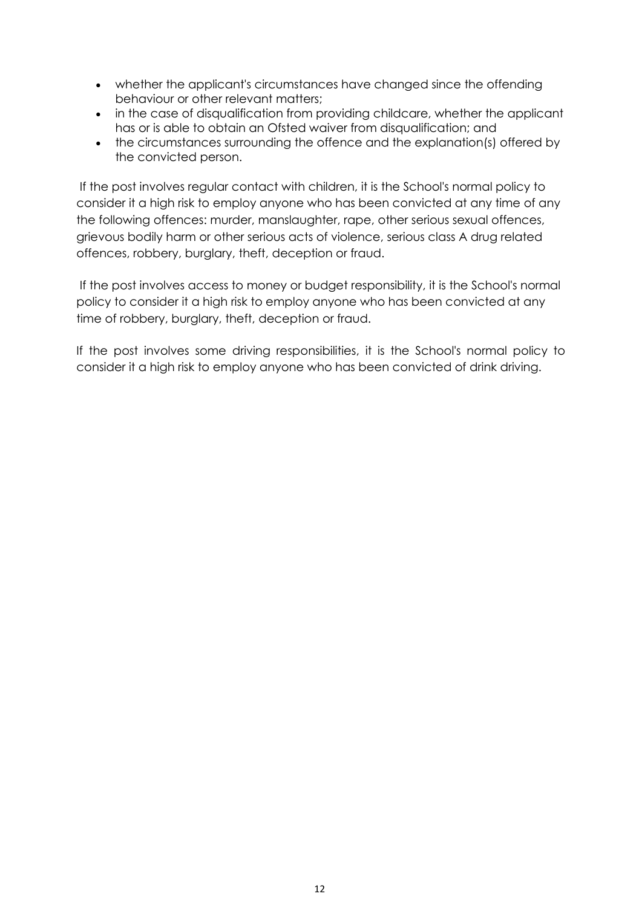- whether the applicant's circumstances have changed since the offending behaviour or other relevant matters;
- in the case of disqualification from providing childcare, whether the applicant has or is able to obtain an Ofsted waiver from disqualification; and
- the circumstances surrounding the offence and the explanation(s) offered by the convicted person.

If the post involves regular contact with children, it is the School's normal policy to consider it a high risk to employ anyone who has been convicted at any time of any the following offences: murder, manslaughter, rape, other serious sexual offences, grievous bodily harm or other serious acts of violence, serious class A drug related offences, robbery, burglary, theft, deception or fraud.

If the post involves access to money or budget responsibility, it is the School's normal policy to consider it a high risk to employ anyone who has been convicted at any time of robbery, burglary, theft, deception or fraud.

If the post involves some driving responsibilities, it is the School's normal policy to consider it a high risk to employ anyone who has been convicted of drink driving.